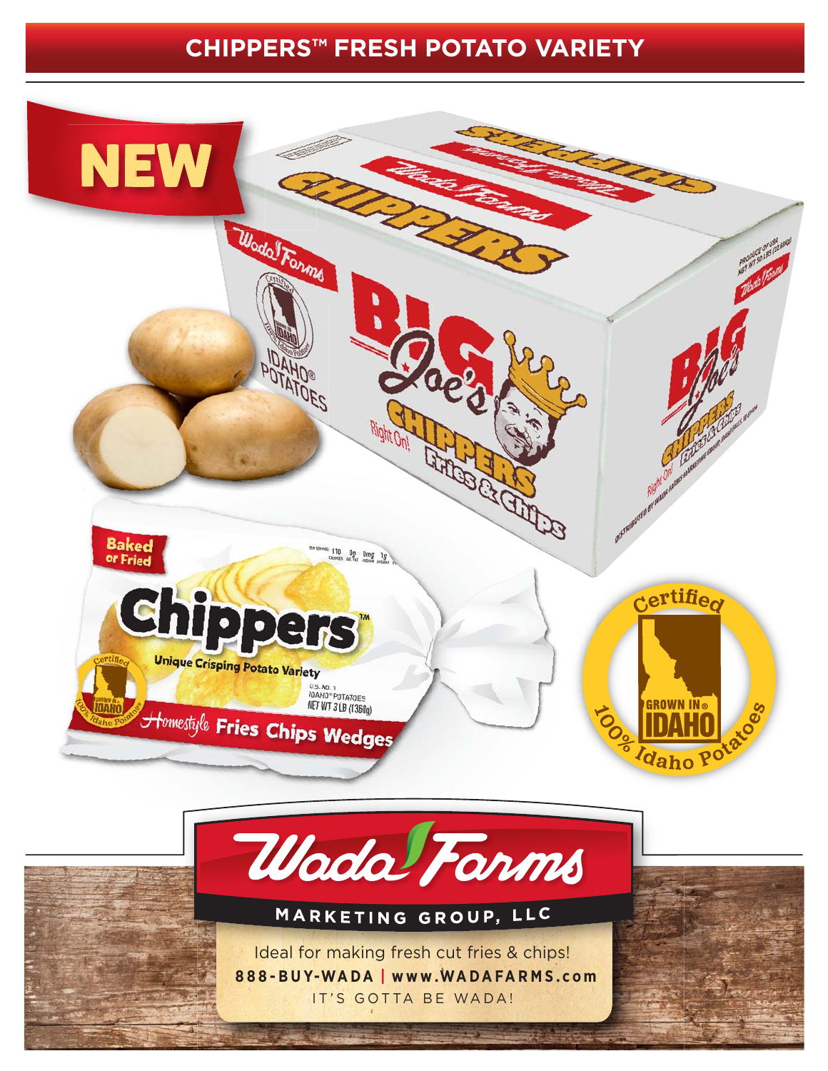# CHIPPERS™ FRESH POTATO VARIETY

NEW

Wada Farms

Certified IDAHO® POTATOES

CHIPPERS

BIG Joe's CHIPPERS Fries & Chips

Right On!

Baked or Fried

**Chippers™**

Unique Crisping Potato Variety

U.S. NO. 1
IDAHO® POTATOES
NET WT 3 LB (1360g)

Homestyle Fries Chips Wedges

Certified GROWN IN IDAHO® 100% Idaho Potatoes

Wada Farms

MARKETING GROUP, LLC

Ideal for making fresh cut fries & chips!

**888-BUY-WADA | www.WADAFARMS.com**

IT'S GOTTA BE WADA!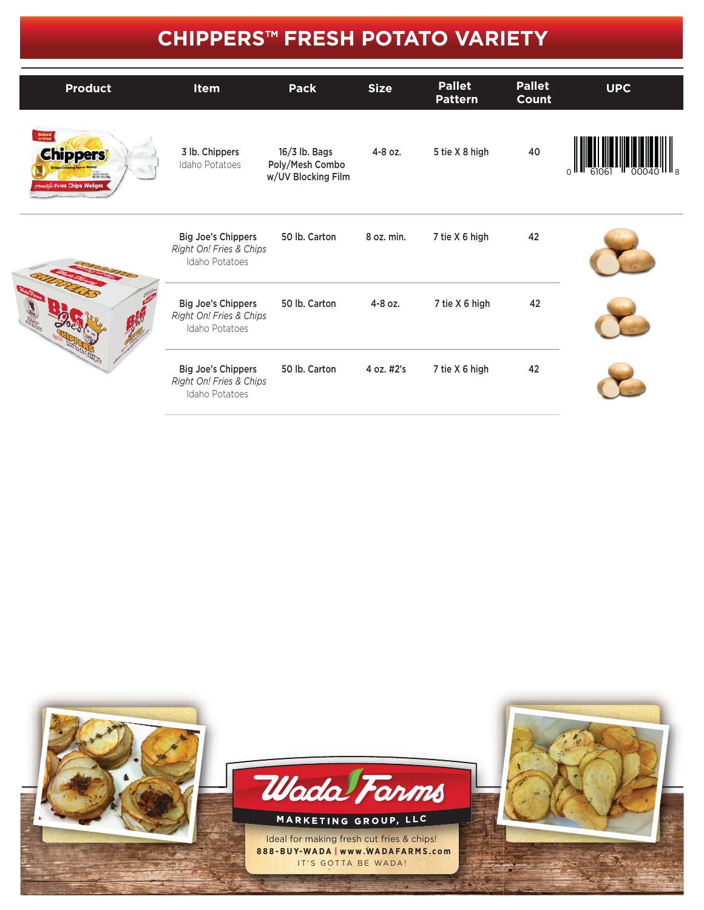# CHIPPERS™ FRESH POTATO VARIETY

| Product | Item | Pack | Size | Pallet Pattern | Pallet Count | UPC |
| --- | --- | --- | --- | --- | --- | --- |
| | 3 lb. Chippers Idaho Potatoes | 16/3 lb. Bags Poly/Mesh Combo w/UV Blocking Film | 4-8 oz. | 5 tie X 8 high | 40 | 0 61061 00040 8 |
| | Big Joe's Chippers *Right On! Fries & Chips* Idaho Potatoes | 50 lb. Carton | 8 oz. min. | 7 tie X 6 high | 42 | |
| | Big Joe's Chippers *Right On! Fries & Chips* Idaho Potatoes | 50 lb. Carton | 4-8 oz. | 7 tie X 6 high | 42 | |
| | Big Joe's Chippers *Right On! Fries & Chips* Idaho Potatoes | 50 lb. Carton | 4 oz. #2's | 7 tie X 6 high | 42 | |

Wada Farms

MARKETING GROUP, LLC

Ideal for making fresh cut fries & chips!

**888-BUY-WADA | www.WADAFARMS.com**

IT'S GOTTA BE WADA!